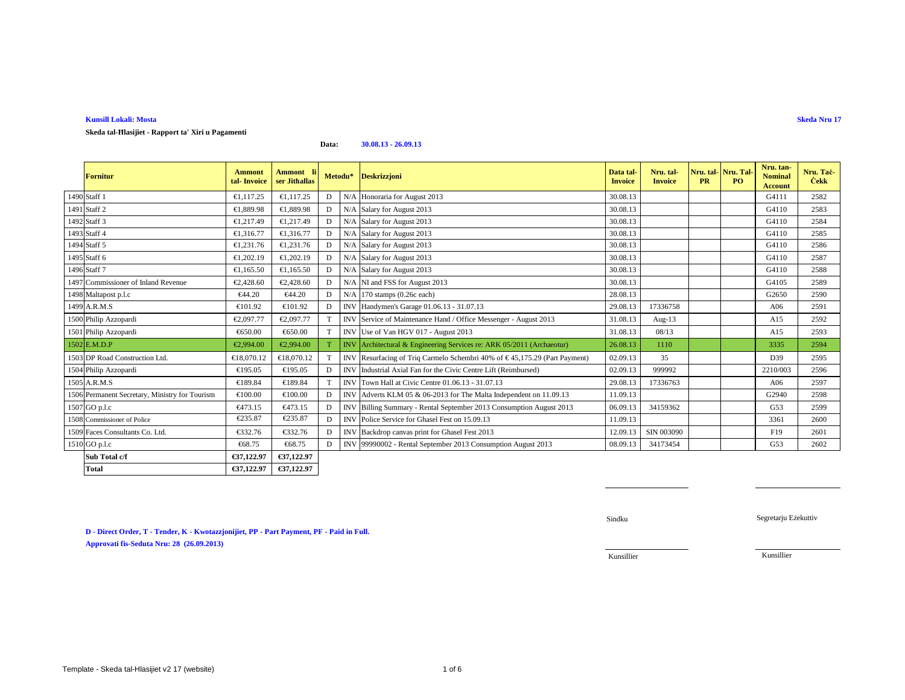**Kunsill Lokali: Mosta**

**Skeda Nru 17**

**Skeda tal-Ħlasijiet - Rapport ta' Xiri u Pagamenti**

**Data:** **30.08.13 - 26.09.13**

| | Fornitur | Ammont tal- Invoice | Ammont li ser Jithallas | Metodu* | | Deskrizzjoni | Data tal-Invoice | Nru. tal-Invoice | Nru. tal-PR | Nru. Tal-PO | Nru. tan-Nominal Account | Nru. Taċ-Ċekk |
|---|---|---|---|---|---|---|---|---|---|---|---|---|
| 1490 | Staff 1 | €1,117.25 | €1,117.25 | D | N/A | Honoraria for August 2013 | 30.08.13 | | | | G4111 | 2582 |
| 1491 | Staff 2 | €1,889.98 | €1,889.98 | D | N/A | Salary for August 2013 | 30.08.13 | | | | G4110 | 2583 |
| 1492 | Staff 3 | €1,217.49 | €1,217.49 | D | N/A | Salary for August 2013 | 30.08.13 | | | | G4110 | 2584 |
| 1493 | Staff 4 | €1,316.77 | €1,316.77 | D | N/A | Salary for August 2013 | 30.08.13 | | | | G4110 | 2585 |
| 1494 | Staff 5 | €1,231.76 | €1,231.76 | D | N/A | Salary for August 2013 | 30.08.13 | | | | G4110 | 2586 |
| 1495 | Staff 6 | €1,202.19 | €1,202.19 | D | N/A | Salary for August 2013 | 30.08.13 | | | | G4110 | 2587 |
| 1496 | Staff 7 | €1,165.50 | €1,165.50 | D | N/A | Salary for August 2013 | 30.08.13 | | | | G4110 | 2588 |
| 1497 | Commissioner of Inland Revenue | €2,428.60 | €2,428.60 | D | N/A | NI and FSS for August 2013 | 30.08.13 | | | | G4105 | 2589 |
| 1498 | Maltapost p.l.c | €44.20 | €44.20 | D | N/A | 170 stamps (0.26c each) | 28.08.13 | | | | G2650 | 2590 |
| 1499 | A.R.M.S | €101.92 | €101.92 | D | INV | Handymen's Garage 01.06.13 - 31.07.13 | 29.08.13 | 17336758 | | | A06 | 2591 |
| 1500 | Philip Azzopardi | €2,097.77 | €2,097.77 | T | INV | Service of Maintenance Hand / Office Messenger - August 2013 | 31.08.13 | Aug-13 | | | A15 | 2592 |
| 1501 | Philip Azzopardi | €650.00 | €650.00 | T | INV | Use of Van HGV 017 - August 2013 | 31.08.13 | 08/13 | | | A15 | 2593 |
| 1502 | E.M.D.P | €2,994.00 | €2,994.00 | T | INV | Architectural & Engineering Services re: ARK 05/2011 (Archaeotur) | 26.08.13 | 1110 | | | 3335 | 2594 |
| 1503 | DP Road Construction Ltd. | €18,070.12 | €18,070.12 | T | INV | Resurfacing of Triq Carmelo Schembri 40% of € 45,175.29 (Part Payment) | 02.09.13 | 35 | | | D39 | 2595 |
| 1504 | Philip Azzopardi | €195.05 | €195.05 | D | INV | Industrial Axial Fan for the Civic Centre Lift (Reimbursed) | 02.09.13 | 999992 | | | 2210/003 | 2596 |
| 1505 | A.R.M.S | €189.84 | €189.84 | T | INV | Town Hall at Civic Centre 01.06.13 - 31.07.13 | 29.08.13 | 17336763 | | | A06 | 2597 |
| 1506 | Permanent Secretary, Ministry for Tourism | €100.00 | €100.00 | D | INV | Adverts KLM 05 & 06-2013 for The Malta Independent on 11.09.13 | 11.09.13 | | | | G2940 | 2598 |
| 1507 | GO p.l.c | €473.15 | €473.15 | D | INV | Billing Summary - Rental September 2013 Consumption August 2013 | 06.09.13 | 34159362 | | | G53 | 2599 |
| 1508 | Commissioner of Police | €235.87 | €235.87 | D | INV | Police Service for Ghasel Fest on 15.09.13 | 11.09.13 | | | | 3361 | 2600 |
| 1509 | Faces Consultants Co. Ltd. | €332.76 | €332.76 | D | INV | Backdrop canvas print for Ghasel Fest 2013 | 12.09.13 | SIN 003090 | | | F19 | 2601 |
| 1510 | GO p.l.c | €68.75 | €68.75 | D | INV | 99990002 - Rental September 2013 Consumption August 2013 | 08.09.13 | 34173454 | | | G53 | 2602 |
| | **Sub Total c/f** | **€37,122.97** | **€37,122.97** | | | | | | | | | |
| | **Total** | **€37,122.97** | **€37,122.97** | | | | | | | | | |

Sindku

Segretarju Eżekuttiv

**D - Direct Order, T - Tender, K - Kwotazzjonijiet, PP - Part Payment, PF - Paid in Full.**

**Approvati fis-Seduta Nru: 28 (26.09.2013)**

Kunsillier

Kunsillier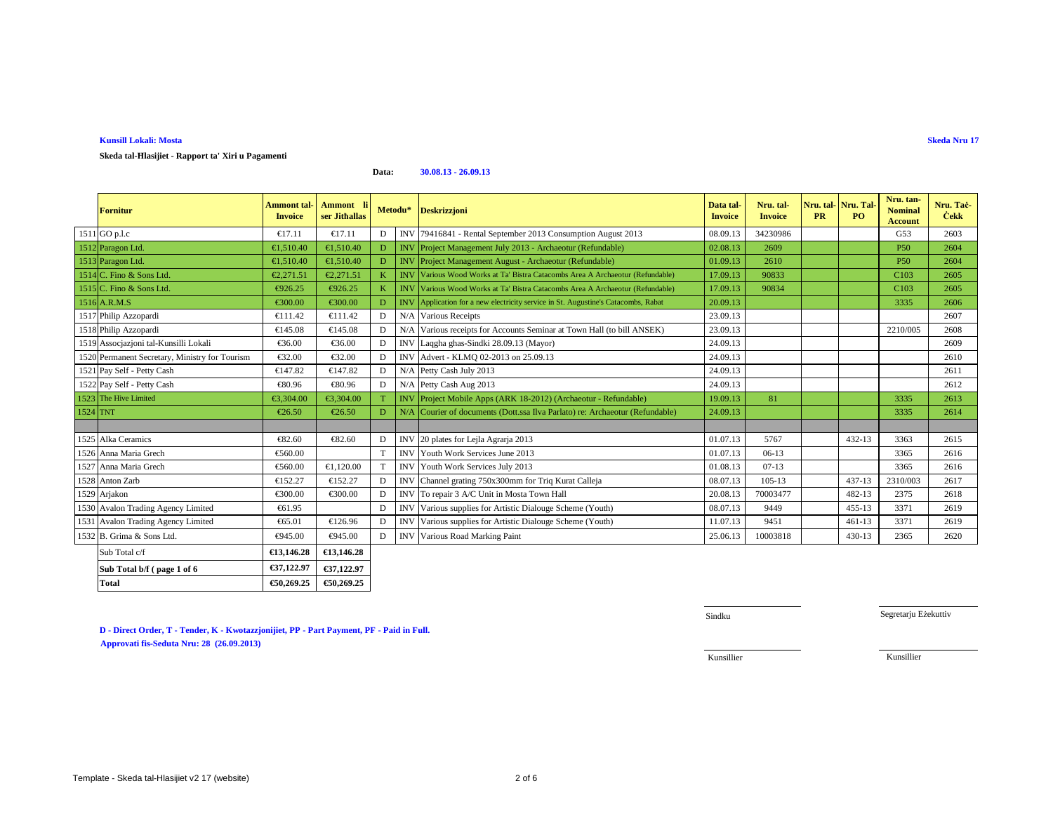**Kunsill Lokali: Mosta**

**Skeda Nru 17**

**Skeda tal-Ħlasijiet - Rapport ta' Xiri u Pagamenti**

**Data:** **30.08.13 - 26.09.13**

| | Fornitur | Ammont tal-Invoice | Ammont li ser Jithallas | Metodu* | | Deskrizzjoni | Data tal-Invoice | Nru. tal-Invoice | Nru. tal-PR | Nru. Tal-PO | Nru. tan-Nominal Account | Nru. Taċ-Ċekk |
|---|---|---|---|---|---|---|---|---|---|---|---|---|
| 1511 | GO p.l.c | €17.11 | €17.11 | D | INV | 79416841 - Rental September 2013 Consumption August 2013 | 08.09.13 | 34230986 | | | G53 | 2603 |
| 1512 | Paragon Ltd. | €1,510.40 | €1,510.40 | D | INV | Project Management July 2013 - Archaeotur (Refundable) | 02.08.13 | 2609 | | | P50 | 2604 |
| 1513 | Paragon Ltd. | €1,510.40 | €1,510.40 | D | INV | Project Management August - Archaeotur (Refundable) | 01.09.13 | 2610 | | | P50 | 2604 |
| 1514 | C. Fino & Sons Ltd. | €2,271.51 | €2,271.51 | K | INV | Various Wood Works at Ta' Bistra Catacombs Area A Archaeotur (Refundable) | 17.09.13 | 90833 | | | C103 | 2605 |
| 1515 | C. Fino & Sons Ltd. | €926.25 | €926.25 | K | INV | Various Wood Works at Ta' Bistra Catacombs Area A Archaeotur (Refundable) | 17.09.13 | 90834 | | | C103 | 2605 |
| 1516 | A.R.M.S | €300.00 | €300.00 | D | INV | Application for a new electricity service in St. Augustine's Catacombs, Rabat | 20.09.13 | | | | 3335 | 2606 |
| 1517 | Philip Azzopardi | €111.42 | €111.42 | D | N/A | Various Receipts | 23.09.13 | | | | | 2607 |
| 1518 | Philip Azzopardi | €145.08 | €145.08 | D | N/A | Various receipts for Accounts Seminar at Town Hall (to bill ANSEK) | 23.09.13 | | | | 2210/005 | 2608 |
| 1519 | Assocjazjoni tal-Kunsilli Lokali | €36.00 | €36.00 | D | INV | Laqgha ghas-Sindki 28.09.13 (Mayor) | 24.09.13 | | | | | 2609 |
| 1520 | Permanent Secretary, Ministry for Tourism | €32.00 | €32.00 | D | INV | Advert - KLMQ 02-2013 on 25.09.13 | 24.09.13 | | | | | 2610 |
| 1521 | Pay Self - Petty Cash | €147.82 | €147.82 | D | N/A | Petty Cash July 2013 | 24.09.13 | | | | | 2611 |
| 1522 | Pay Self - Petty Cash | €80.96 | €80.96 | D | N/A | Petty Cash Aug 2013 | 24.09.13 | | | | | 2612 |
| 1523 | The Hive Limited | €3,304.00 | €3,304.00 | T | INV | Project Mobile Apps (ARK 18-2012) (Archaeotur - Refundable) | 19.09.13 | 81 | | | 3335 | 2613 |
| 1524 | TNT | €26.50 | €26.50 | D | N/A | Courier of documents (Dott.ssa Ilva Parlato) re: Archaeotur (Refundable) | 24.09.13 | | | | 3335 | 2614 |
| | | | | | | | | | | | | |
| 1525 | Alka Ceramics | €82.60 | €82.60 | D | INV | 20 plates for Lejla Agrarja 2013 | 01.07.13 | 5767 | | 432-13 | 3363 | 2615 |
| 1526 | Anna Maria Grech | €560.00 | | T | INV | Youth Work Services June 2013 | 01.07.13 | 06-13 | | | 3365 | 2616 |
| 1527 | Anna Maria Grech | €560.00 | €1,120.00 | T | INV | Youth Work Services July 2013 | 01.08.13 | 07-13 | | | 3365 | 2616 |
| 1528 | Anton Zarb | €152.27 | €152.27 | D | INV | Channel grating 750x300mm for Triq Kurat Calleja | 08.07.13 | 105-13 | | 437-13 | 2310/003 | 2617 |
| 1529 | Arjakon | €300.00 | €300.00 | D | INV | To repair 3 A/C Unit in Mosta Town Hall | 20.08.13 | 70003477 | | 482-13 | 2375 | 2618 |
| 1530 | Avalon Trading Agency Limited | €61.95 | | D | INV | Various supplies for Artistic Dialouge Scheme (Youth) | 08.07.13 | 9449 | | 455-13 | 3371 | 2619 |
| 1531 | Avalon Trading Agency Limited | €65.01 | €126.96 | D | INV | Various supplies for Artistic Dialouge Scheme (Youth) | 11.07.13 | 9451 | | 461-13 | 3371 | 2619 |
| 1532 | B. Grima & Sons Ltd. | €945.00 | €945.00 | D | INV | Various Road Marking Paint | 25.06.13 | 10003818 | | 430-13 | 2365 | 2620 |
| | Sub Total c/f | €13,146.28 | €13,146.28 | | | | | | | | | |
| | **Sub Total b/f ( page 1 of 6** | **€37,122.97** | **€37,122.97** | | | | | | | | | |
| | **Total** | **€50,269.25** | **€50,269.25** | | | | | | | | | |

Sindku

Segretarju Eżekuttiv

Kunsillier

Kunsillier

**D - Direct Order, T - Tender, K - Kwotazzjonijiet, PP - Part Payment, PF - Paid in Full.**

**Approvati fis-Seduta Nru: 28 (26.09.2013)**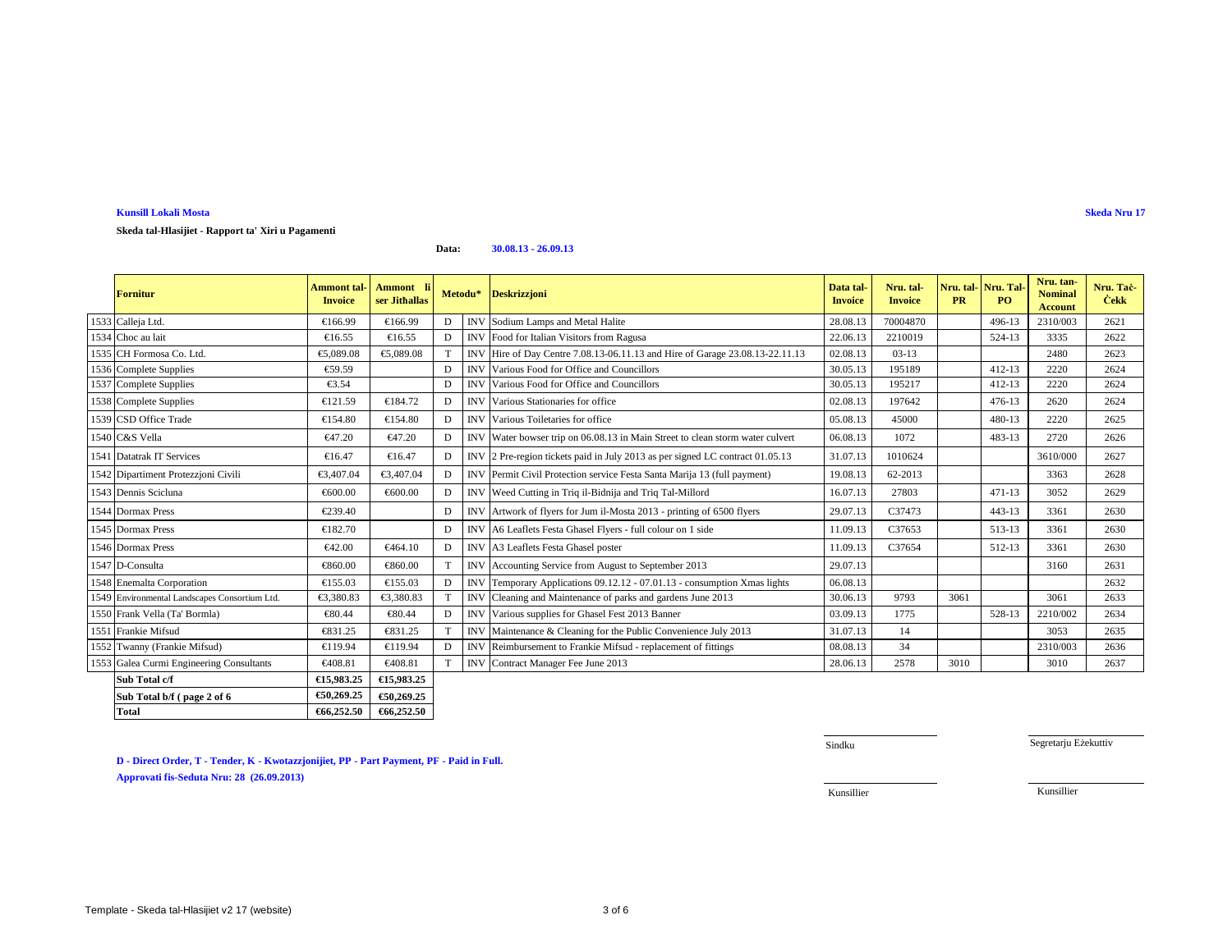**Kunsill Lokali Mosta**

**Skeda Nru 17**

**Skeda tal-Hlasijiet - Rapport ta' Xiri u Pagamenti**

**Data:** **30.08.13 - 26.09.13**

| | Fornitur | Ammont tal-Invoice | Ammont li ser Jithallas | Metodu* | | Deskrizzjoni | Data tal-Invoice | Nru. tal-Invoice | Nru. tal-PR | Nru. Tal-PO | Nru. tan-Nominal Account | Nru. Taċ-Ċekk |
|---|---|---|---|---|---|---|---|---|---|---|---|---|
| 1533 | Calleja Ltd. | €166.99 | €166.99 | D | INV | Sodium Lamps and Metal Halite | 28.08.13 | 70004870 | | 496-13 | 2310/003 | 2621 |
| 1534 | Choc au lait | €16.55 | €16.55 | D | INV | Food for Italian Visitors from Ragusa | 22.06.13 | 2210019 | | 524-13 | 3335 | 2622 |
| 1535 | CH Formosa Co. Ltd. | €5,089.08 | €5,089.08 | T | INV | Hire of Day Centre 7.08.13-06.11.13 and Hire of Garage 23.08.13-22.11.13 | 02.08.13 | 03-13 | | | 2480 | 2623 |
| 1536 | Complete Supplies | €59.59 | | D | INV | Various Food for Office and Councillors | 30.05.13 | 195189 | | 412-13 | 2220 | 2624 |
| 1537 | Complete Supplies | €3.54 | | D | INV | Various Food for Office and Councillors | 30.05.13 | 195217 | | 412-13 | 2220 | 2624 |
| 1538 | Complete Supplies | €121.59 | €184.72 | D | INV | Various Stationaries for office | 02.08.13 | 197642 | | 476-13 | 2620 | 2624 |
| 1539 | CSD Office Trade | €154.80 | €154.80 | D | INV | Various Toiletaries for office | 05.08.13 | 45000 | | 480-13 | 2220 | 2625 |
| 1540 | C&S Vella | €47.20 | €47.20 | D | INV | Water bowser trip on 06.08.13 in Main Street to clean storm water culvert | 06.08.13 | 1072 | | 483-13 | 2720 | 2626 |
| 1541 | Datatrak IT Services | €16.47 | €16.47 | D | INV | 2 Pre-region tickets paid in July 2013 as per signed LC contract 01.05.13 | 31.07.13 | 1010624 | | | 3610/000 | 2627 |
| 1542 | Dipartiment Protezzjoni Civili | €3,407.04 | €3,407.04 | D | INV | Permit Civil Protection service Festa Santa Marija 13 (full payment) | 19.08.13 | 62-2013 | | | 3363 | 2628 |
| 1543 | Dennis Scicluna | €600.00 | €600.00 | D | INV | Weed Cutting in Triq il-Bidnija and Triq Tal-Millord | 16.07.13 | 27803 | | 471-13 | 3052 | 2629 |
| 1544 | Dormax Press | €239.40 | | D | INV | Artwork of flyers for Jum il-Mosta 2013 - printing of 6500 flyers | 29.07.13 | C37473 | | 443-13 | 3361 | 2630 |
| 1545 | Dormax Press | €182.70 | | D | INV | A6 Leaflets Festa Ghasel Flyers - full colour on 1 side | 11.09.13 | C37653 | | 513-13 | 3361 | 2630 |
| 1546 | Dormax Press | €42.00 | €464.10 | D | INV | A3 Leaflets Festa Ghasel poster | 11.09.13 | C37654 | | 512-13 | 3361 | 2630 |
| 1547 | D-Consulta | €860.00 | €860.00 | T | INV | Accounting Service from August to September 2013 | 29.07.13 | | | | 3160 | 2631 |
| 1548 | Enemalta Corporation | €155.03 | €155.03 | D | INV | Temporary Applications 09.12.12 - 07.01.13 - consumption Xmas lights | 06.08.13 | | | | | 2632 |
| 1549 | Environmental Landscapes Consortium Ltd. | €3,380.83 | €3,380.83 | T | INV | Cleaning and Maintenance of parks and gardens June 2013 | 30.06.13 | 9793 | 3061 | | 3061 | 2633 |
| 1550 | Frank Vella (Ta' Bormla) | €80.44 | €80.44 | D | INV | Various supplies for Ghasel Fest 2013 Banner | 03.09.13 | 1775 | | 528-13 | 2210/002 | 2634 |
| 1551 | Frankie Mifsud | €831.25 | €831.25 | T | INV | Maintenance & Cleaning for the Public Convenience July 2013 | 31.07.13 | 14 | | | 3053 | 2635 |
| 1552 | Twanny (Frankie Mifsud) | €119.94 | €119.94 | D | INV | Reimbursement to Frankie Mifsud - replacement of fittings | 08.08.13 | 34 | | | 2310/003 | 2636 |
| 1553 | Galea Curmi Engineering Consultants | €408.81 | €408.81 | T | INV | Contract Manager Fee June 2013 | 28.06.13 | 2578 | 3010 | | 3010 | 2637 |
| | **Sub Total c/f** | **€15,983.25** | **€15,983.25** | | | | | | | | | |
| | **Sub Total b/f ( page 2 of 6** | **€50,269.25** | **€50,269.25** | | | | | | | | | |
| | **Total** | **€66,252.50** | **€66,252.50** | | | | | | | | | |

**D - Direct Order, T - Tender, K - Kwotazzjonijiet, PP - Part Payment, PF - Paid in Full.**

**Approvati fis-Seduta Nru: 28 (26.09.2013)**

Sindku

Segretarju Eżekuttiv

Kunsillier

Kunsillier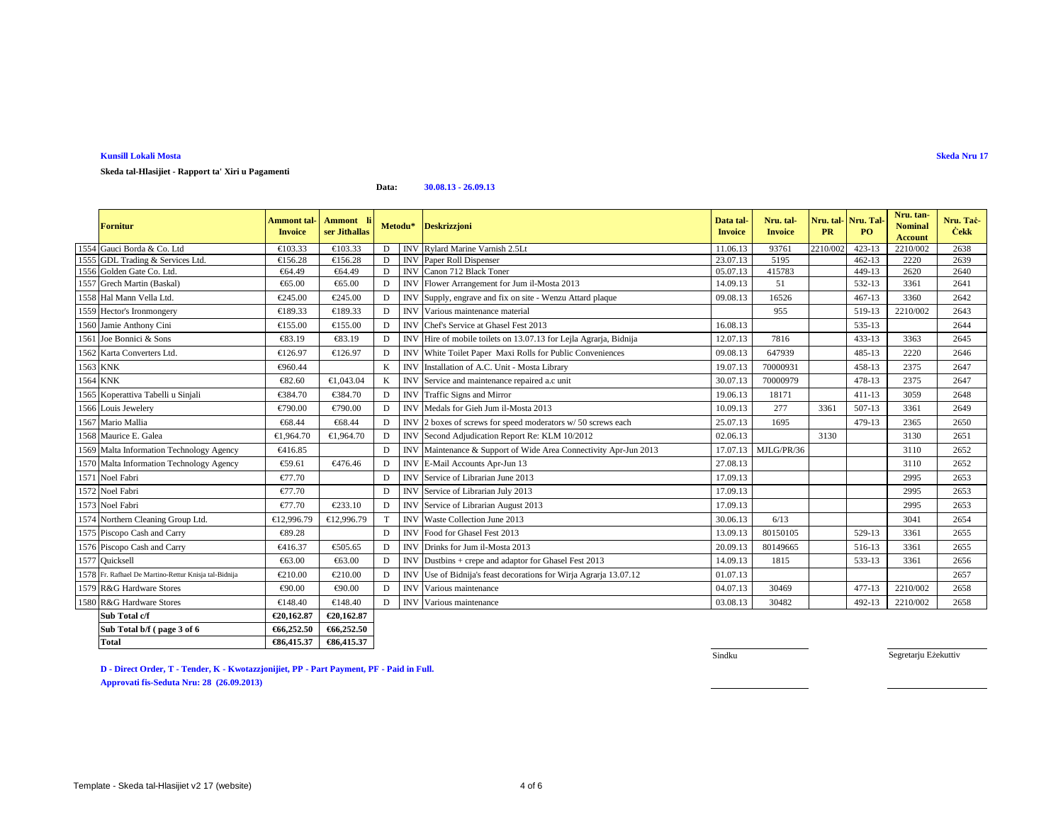**Kunsill Lokali Mosta**

**Skeda Nru 17**

**Skeda tal-Hlasijiet - Rapport ta' Xiri u Pagamenti**

**Data: 30.08.13 - 26.09.13**

| | Fornitur | Ammont tal-Invoice | Ammont li ser Jithallas | Metodu* | | Deskrizzjoni | Data tal-Invoice | Nru. tal-Invoice | Nru. tal-PR | Nru. Tal-PO | Nru. tan-Nominal Account | Nru. Taċ-Ċekk |
|---|---|---|---|---|---|---|---|---|---|---|---|---|
| 1554 | Gauci Borda & Co. Ltd | €103.33 | €103.33 | D | INV | Rylard Marine Varnish 2.5Lt | 11.06.13 | 93761 | 2210/002 | 423-13 | 2210/002 | 2638 |
| 1555 | GDL Trading & Services Ltd. | €156.28 | €156.28 | D | INV | Paper Roll Dispenser | 23.07.13 | 5195 | | 462-13 | 2220 | 2639 |
| 1556 | Golden Gate Co. Ltd. | €64.49 | €64.49 | D | INV | Canon 712 Black Toner | 05.07.13 | 415783 | | 449-13 | 2620 | 2640 |
| 1557 | Grech Martin (Baskal) | €65.00 | €65.00 | D | INV | Flower Arrangement for Jum il-Mosta 2013 | 14.09.13 | 51 | | 532-13 | 3361 | 2641 |
| 1558 | Hal Mann Vella Ltd. | €245.00 | €245.00 | D | INV | Supply, engrave and fix on site - Wenzu Attard plaque | 09.08.13 | 16526 | | 467-13 | 3360 | 2642 |
| 1559 | Hector's Ironmongery | €189.33 | €189.33 | D | INV | Various maintenance material | | 955 | | 519-13 | 2210/002 | 2643 |
| 1560 | Jamie Anthony Cini | €155.00 | €155.00 | D | INV | Chef's Service at Ghasel Fest 2013 | 16.08.13 | | | 535-13 | | 2644 |
| 1561 | Joe Bonnici & Sons | €83.19 | €83.19 | D | INV | Hire of mobile toilets on 13.07.13 for Lejla Agrarja, Bidnija | 12.07.13 | 7816 | | 433-13 | 3363 | 2645 |
| 1562 | Karta Converters Ltd. | €126.97 | €126.97 | D | INV | White Toilet Paper Maxi Rolls for Public Conveniences | 09.08.13 | 647939 | | 485-13 | 2220 | 2646 |
| 1563 | KNK | €960.44 | | K | INV | Installation of A.C. Unit - Mosta Library | 19.07.13 | 70000931 | | 458-13 | 2375 | 2647 |
| 1564 | KNK | €82.60 | €1,043.04 | K | INV | Service and maintenance repaired a.c unit | 30.07.13 | 70000979 | | 478-13 | 2375 | 2647 |
| 1565 | Koperattiva Tabelli u Sinjali | €384.70 | €384.70 | D | INV | Traffic Signs and Mirror | 19.06.13 | 18171 | | 411-13 | 3059 | 2648 |
| 1566 | Louis Jewelery | €790.00 | €790.00 | D | INV | Medals for Gieh Jum il-Mosta 2013 | 10.09.13 | 277 | 3361 | 507-13 | 3361 | 2649 |
| 1567 | Mario Mallia | €68.44 | €68.44 | D | INV | 2 boxes of screws for speed moderators w/ 50 screws each | 25.07.13 | 1695 | | 479-13 | 2365 | 2650 |
| 1568 | Maurice E. Galea | €1,964.70 | €1,964.70 | D | INV | Second Adjudication Report Re: KLM 10/2012 | 02.06.13 | | 3130 | | 3130 | 2651 |
| 1569 | Malta Information Technology Agency | €416.85 | | D | INV | Maintenance & Support of Wide Area Connectivity Apr-Jun 2013 | 17.07.13 | MJLG/PR/36 | | | 3110 | 2652 |
| 1570 | Malta Information Technology Agency | €59.61 | €476.46 | D | INV | E-Mail Accounts Apr-Jun 13 | 27.08.13 | | | | 3110 | 2652 |
| 1571 | Noel Fabri | €77.70 | | D | INV | Service of Librarian June 2013 | 17.09.13 | | | | 2995 | 2653 |
| 1572 | Noel Fabri | €77.70 | | D | INV | Service of Librarian July 2013 | 17.09.13 | | | | 2995 | 2653 |
| 1573 | Noel Fabri | €77.70 | €233.10 | D | INV | Service of Librarian August 2013 | 17.09.13 | | | | 2995 | 2653 |
| 1574 | Northern Cleaning Group Ltd. | €12,996.79 | €12,996.79 | T | INV | Waste Collection June 2013 | 30.06.13 | 6/13 | | | 3041 | 2654 |
| 1575 | Piscopo Cash and Carry | €89.28 | | D | INV | Food for Ghasel Fest 2013 | 13.09.13 | 80150105 | | 529-13 | 3361 | 2655 |
| 1576 | Piscopo Cash and Carry | €416.37 | €505.65 | D | INV | Drinks for Jum il-Mosta 2013 | 20.09.13 | 80149665 | | 516-13 | 3361 | 2655 |
| 1577 | Quicksell | €63.00 | €63.00 | D | INV | Dustbins + crepe and adaptor for Ghasel Fest 2013 | 14.09.13 | 1815 | | 533-13 | 3361 | 2656 |
| 1578 | Fr. Raffael De Martino-Rettur Knisja tal-Bidnija | €210.00 | €210.00 | D | INV | Use of Bidnija's feast decorations for Wirja Agrarja 13.07.12 | 01.07.13 | | | | | 2657 |
| 1579 | R&G Hardware Stores | €90.00 | €90.00 | D | INV | Various maintenance | 04.07.13 | 30469 | | 477-13 | 2210/002 | 2658 |
| 1580 | R&G Hardware Stores | €148.40 | €148.40 | D | INV | Various maintenance | 03.08.13 | 30482 | | 492-13 | 2210/002 | 2658 |
| | **Sub Total c/f** | **€20,162.87** | **€20,162.87** | | | | | | | | | |
| | **Sub Total b/f ( page 3 of 6** | **€66,252.50** | **€66,252.50** | | | | | | | | | |
| | **Total** | **€86,415.37** | **€86,415.37** | | | | | | | | | |

Sindku

Segretarju Eżekuttiv

**D - Direct Order, T - Tender, K - Kwotazzjonijiet, PP - Part Payment, PF - Paid in Full.**

**Approvati fis-Seduta Nru: 28 (26.09.2013)**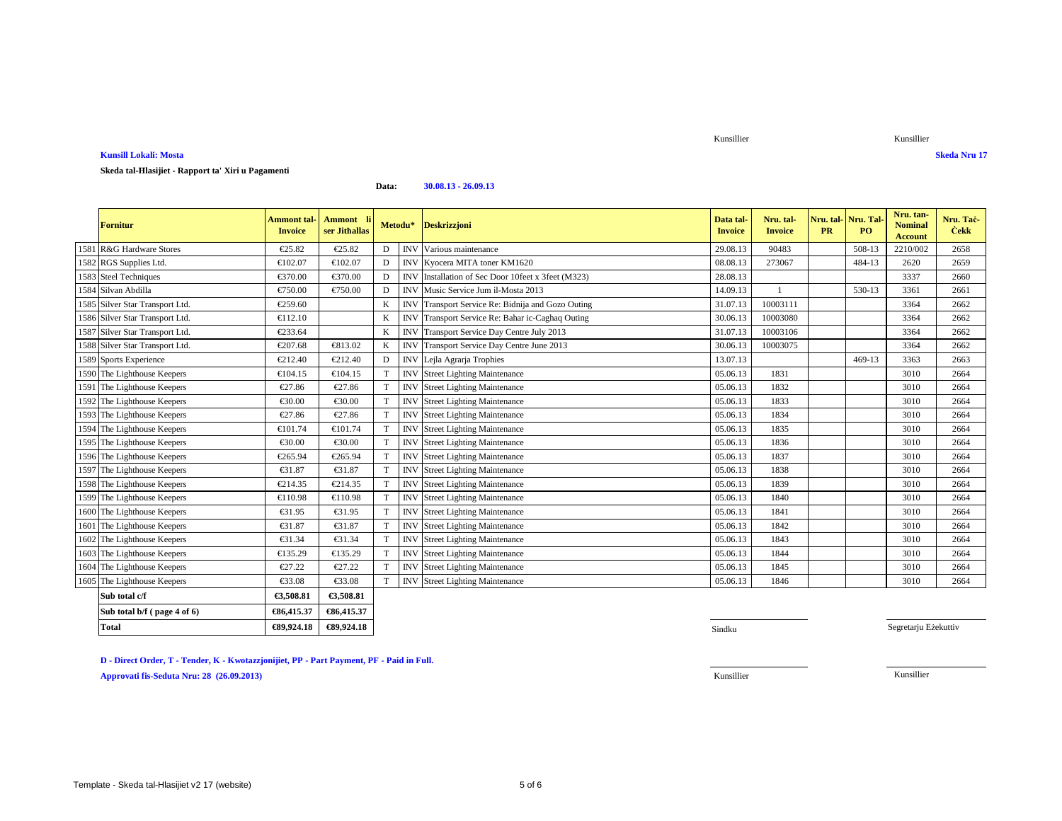Kunsillier Kunsillier

**Kunsill Lokali: Mosta**

**Skeda Nru 17**

**Skeda tal-Ħlasijiet - Rapport ta' Xiri u Pagamenti**

**Data:** 30.08.13 - 26.09.13

| | Fornitur | Ammont tal-Invoice | Ammont li ser Jithallas | Metodu* | | Deskrizzjoni | Data tal-Invoice | Nru. tal-Invoice | Nru. tal-PR | Nru. Tal-PO | Nru. tan-Nominal Account | Nru. Taċ-Ċekk |
|---|---|---|---|---|---|---|---|---|---|---|---|---|
| 1581 | R&G Hardware Stores | €25.82 | €25.82 | D | INV | Various maintenance | 29.08.13 | 90483 | | 508-13 | 2210/002 | 2658 |
| 1582 | RGS Supplies Ltd. | €102.07 | €102.07 | D | INV | Kyocera MITA toner KM1620 | 08.08.13 | 273067 | | 484-13 | 2620 | 2659 |
| 1583 | Steel Techniques | €370.00 | €370.00 | D | INV | Installation of Sec Door 10feet x 3feet (M323) | 28.08.13 | | | | 3337 | 2660 |
| 1584 | Silvan Abdilla | €750.00 | €750.00 | D | INV | Music Service Jum il-Mosta 2013 | 14.09.13 | 1 | | 530-13 | 3361 | 2661 |
| 1585 | Silver Star Transport Ltd. | €259.60 | | K | INV | Transport Service Re: Bidnija and Gozo Outing | 31.07.13 | 10003111 | | | 3364 | 2662 |
| 1586 | Silver Star Transport Ltd. | €112.10 | | K | INV | Transport Service Re: Bahar ic-Caghaq Outing | 30.06.13 | 10003080 | | | 3364 | 2662 |
| 1587 | Silver Star Transport Ltd. | €233.64 | | K | INV | Transport Service Day Centre July 2013 | 31.07.13 | 10003106 | | | 3364 | 2662 |
| 1588 | Silver Star Transport Ltd. | €207.68 | €813.02 | K | INV | Transport Service Day Centre June 2013 | 30.06.13 | 10003075 | | | 3364 | 2662 |
| 1589 | Sports Experience | €212.40 | €212.40 | D | INV | Lejla Agrarja Trophies | 13.07.13 | | | 469-13 | 3363 | 2663 |
| 1590 | The Lighthouse Keepers | €104.15 | €104.15 | T | INV | Street Lighting Maintenance | 05.06.13 | 1831 | | | 3010 | 2664 |
| 1591 | The Lighthouse Keepers | €27.86 | €27.86 | T | INV | Street Lighting Maintenance | 05.06.13 | 1832 | | | 3010 | 2664 |
| 1592 | The Lighthouse Keepers | €30.00 | €30.00 | T | INV | Street Lighting Maintenance | 05.06.13 | 1833 | | | 3010 | 2664 |
| 1593 | The Lighthouse Keepers | €27.86 | €27.86 | T | INV | Street Lighting Maintenance | 05.06.13 | 1834 | | | 3010 | 2664 |
| 1594 | The Lighthouse Keepers | €101.74 | €101.74 | T | INV | Street Lighting Maintenance | 05.06.13 | 1835 | | | 3010 | 2664 |
| 1595 | The Lighthouse Keepers | €30.00 | €30.00 | T | INV | Street Lighting Maintenance | 05.06.13 | 1836 | | | 3010 | 2664 |
| 1596 | The Lighthouse Keepers | €265.94 | €265.94 | T | INV | Street Lighting Maintenance | 05.06.13 | 1837 | | | 3010 | 2664 |
| 1597 | The Lighthouse Keepers | €31.87 | €31.87 | T | INV | Street Lighting Maintenance | 05.06.13 | 1838 | | | 3010 | 2664 |
| 1598 | The Lighthouse Keepers | €214.35 | €214.35 | T | INV | Street Lighting Maintenance | 05.06.13 | 1839 | | | 3010 | 2664 |
| 1599 | The Lighthouse Keepers | €110.98 | €110.98 | T | INV | Street Lighting Maintenance | 05.06.13 | 1840 | | | 3010 | 2664 |
| 1600 | The Lighthouse Keepers | €31.95 | €31.95 | T | INV | Street Lighting Maintenance | 05.06.13 | 1841 | | | 3010 | 2664 |
| 1601 | The Lighthouse Keepers | €31.87 | €31.87 | T | INV | Street Lighting Maintenance | 05.06.13 | 1842 | | | 3010 | 2664 |
| 1602 | The Lighthouse Keepers | €31.34 | €31.34 | T | INV | Street Lighting Maintenance | 05.06.13 | 1843 | | | 3010 | 2664 |
| 1603 | The Lighthouse Keepers | €135.29 | €135.29 | T | INV | Street Lighting Maintenance | 05.06.13 | 1844 | | | 3010 | 2664 |
| 1604 | The Lighthouse Keepers | €27.22 | €27.22 | T | INV | Street Lighting Maintenance | 05.06.13 | 1845 | | | 3010 | 2664 |
| 1605 | The Lighthouse Keepers | €33.08 | €33.08 | T | INV | Street Lighting Maintenance | 05.06.13 | 1846 | | | 3010 | 2664 |
| | **Sub total c/f** | **€3,508.81** | **€3,508.81** | | | | | | | | | |
| | **Sub total b/f ( page 4 of 6)** | **€86,415.37** | **€86,415.37** | | | | | | | | | |
| | **Total** | **€89,924.18** | **€89,924.18** | | | | | | | | | |

Sindku Segretarju Eżekuttiv

**D - Direct Order, T - Tender, K - Kwotazzjonijiet, PP - Part Payment, PF - Paid in Full.**

**Approvati fis-Seduta Nru: 28 (26.09.2013)**

Kunsillier Kunsillier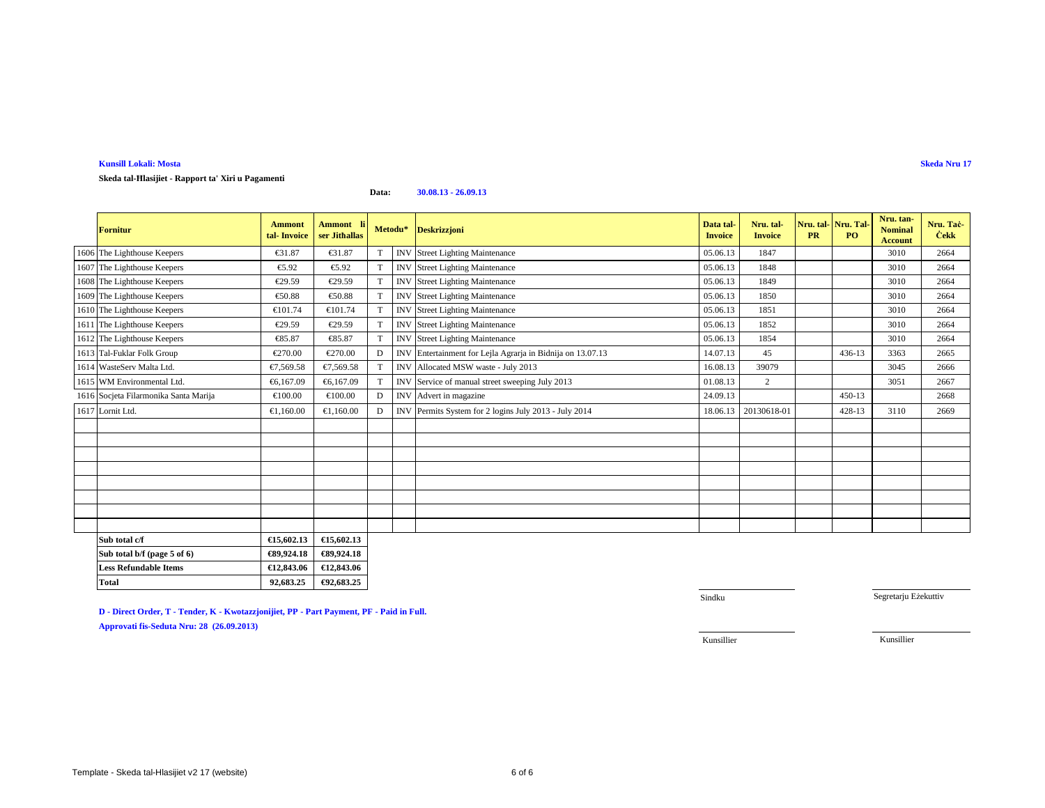**Kunsill Lokali: Mosta**

**Skeda Nru 17**

**Skeda tal-Ħlasijiet - Rapport ta' Xiri u Pagamenti**

**Data: 30.08.13 - 26.09.13**

| | Fornitur | Ammont tal- Invoice | Ammont li ser Jithallas | Metodu* | | Deskrizzjoni | Data tal-Invoice | Nru. tal-Invoice | Nru. tal-PR | Nru. Tal-PO | Nru. tan-Nominal Account | Nru. Taċ-Ċekk |
|---|---|---|---|---|---|---|---|---|---|---|---|---|
| 1606 | The Lighthouse Keepers | €31.87 | €31.87 | T | INV | Street Lighting Maintenance | 05.06.13 | 1847 | | | 3010 | 2664 |
| 1607 | The Lighthouse Keepers | €5.92 | €5.92 | T | INV | Street Lighting Maintenance | 05.06.13 | 1848 | | | 3010 | 2664 |
| 1608 | The Lighthouse Keepers | €29.59 | €29.59 | T | INV | Street Lighting Maintenance | 05.06.13 | 1849 | | | 3010 | 2664 |
| 1609 | The Lighthouse Keepers | €50.88 | €50.88 | T | INV | Street Lighting Maintenance | 05.06.13 | 1850 | | | 3010 | 2664 |
| 1610 | The Lighthouse Keepers | €101.74 | €101.74 | T | INV | Street Lighting Maintenance | 05.06.13 | 1851 | | | 3010 | 2664 |
| 1611 | The Lighthouse Keepers | €29.59 | €29.59 | T | INV | Street Lighting Maintenance | 05.06.13 | 1852 | | | 3010 | 2664 |
| 1612 | The Lighthouse Keepers | €85.87 | €85.87 | T | INV | Street Lighting Maintenance | 05.06.13 | 1854 | | | 3010 | 2664 |
| 1613 | Tal-Fuklar Folk Group | €270.00 | €270.00 | D | INV | Entertainment for Lejla Agrarja in Bidnija on 13.07.13 | 14.07.13 | 45 | | 436-13 | 3363 | 2665 |
| 1614 | WasteServ Malta Ltd. | €7,569.58 | €7,569.58 | T | INV | Allocated MSW waste - July 2013 | 16.08.13 | 39079 | | | 3045 | 2666 |
| 1615 | WM Environmental Ltd. | €6,167.09 | €6,167.09 | T | INV | Service of manual street sweeping July 2013 | 01.08.13 | 2 | | | 3051 | 2667 |
| 1616 | Socjeta Filarmonika Santa Marija | €100.00 | €100.00 | D | INV | Advert in magazine | 24.09.13 | | | 450-13 | | 2668 |
| 1617 | Lornit Ltd. | €1,160.00 | €1,160.00 | D | INV | Permits System for 2 logins July 2013 - July 2014 | 18.06.13 | 20130618-01 | | 428-13 | 3110 | 2669 |

| | | |
|---|---|---|
| **Sub total c/f** | **€15,602.13** | **€15,602.13** |
| **Sub total b/f (page 5 of 6)** | **€89,924.18** | **€89,924.18** |
| **Less Refundable Items** | **€12,843.06** | **€12,843.06** |
| **Total** | **92,683.25** | **€92,683.25** |

**D - Direct Order, T - Tender, K - Kwotazzjonijiet, PP - Part Payment, PF - Paid in Full.**

**Approvati fis-Seduta Nru: 28 (26.09.2013)**

Sindku

Segretarju Eżekuttiv

Kunsillier

Kunsillier